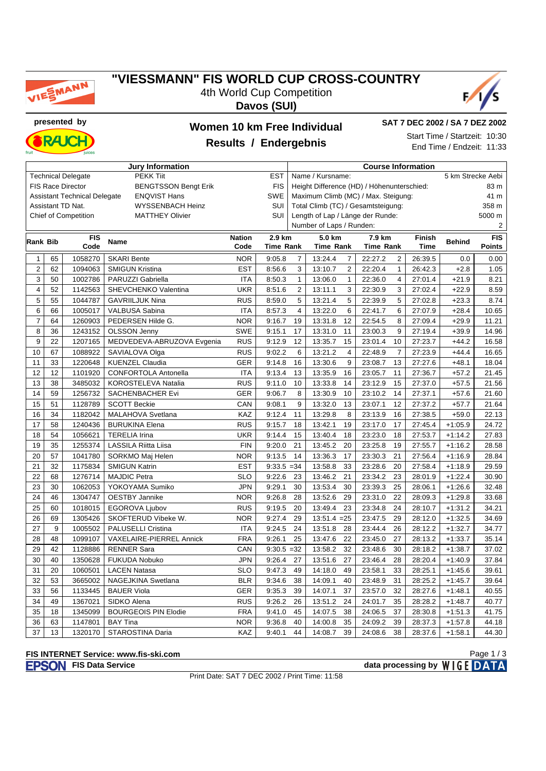# "VIESSMANN" FIS WORLD CUP CROSS-COUNTRY

4th World Cup Competition

**Davos (SUI)**

presented by

## Women 10 km Free Individual

## Results / Endergebnis

**SAT 7 DEC 2002 / SA 7 DEZ 2002**

Start Time / Startzeit: 10:30
End Time / Endzeit: 11:33

| Jury Information | | |
|---|---|---|
| Technical Delegate | PEKK Tiit | EST |
| FIS Race Director | BENGTSSON Bengt Erik | FIS |
| Assistant Technical Delegate | ENQVIST Hans | SWE |
| Assistant TD Nat. | WYSSENBACH Heinz | SUI |
| Chief of Competition | MATTHEY Olivier | SUI |

| Course Information | |
|---|---|
| Name / Kursname: | 5 km Strecke Aebi |
| Height Difference (HD) / Höhenunterschied: | 83 m |
| Maximum Climb (MC) / Max. Steigung: | 41 m |
| Total Climb (TC) / Gesamtsteigung: | 358 m |
| Length of Lap / Länge der Runde: | 5000 m |
| Number of Laps / Runden: | 2 |

| Rank | Bib | FIS Code | Name | Nation Code | 2.9 km Time | Rank | 5.0 km Time | Rank | 7.9 km Time | Rank | Finish Time | Behind | FIS Points |
|---|---|---|---|---|---|---|---|---|---|---|---|---|---|
| 1 | 65 | 1058270 | SKARI Bente | NOR | 9:05.8 | 7 | 13:24.4 | 7 | 22:27.2 | 2 | 26:39.5 | 0.0 | 0.00 |
| 2 | 62 | 1094063 | SMIGUN Kristina | EST | 8:56.6 | 3 | 13:10.7 | 2 | 22:20.4 | 1 | 26:42.3 | +2.8 | 1.05 |
| 3 | 50 | 1002786 | PARUZZI Gabriella | ITA | 8:50.3 | 1 | 13:06.0 | 1 | 22:36.0 | 4 | 27:01.4 | +21.9 | 8.21 |
| 4 | 52 | 1142563 | SHEVCHENKO Valentina | UKR | 8:51.6 | 2 | 13:11.1 | 3 | 22:30.9 | 3 | 27:02.4 | +22.9 | 8.59 |
| 5 | 55 | 1044787 | GAVRIILJUK Nina | RUS | 8:59.0 | 5 | 13:21.4 | 5 | 22:39.9 | 5 | 27:02.8 | +23.3 | 8.74 |
| 6 | 66 | 1005017 | VALBUSA Sabina | ITA | 8:57.3 | 4 | 13:22.0 | 6 | 22:41.7 | 6 | 27:07.9 | +28.4 | 10.65 |
| 7 | 64 | 1260903 | PEDERSEN Hilde G. | NOR | 9:16.7 | 19 | 13:31.8 | 12 | 22:54.5 | 8 | 27:09.4 | +29.9 | 11.21 |
| 8 | 36 | 1243152 | OLSSON Jenny | SWE | 9:15.1 | 17 | 13:31.0 | 11 | 23:00.3 | 9 | 27:19.4 | +39.9 | 14.96 |
| 9 | 22 | 1207165 | MEDVEDEVA-ABRUZOVA Evgenia | RUS | 9:12.9 | 12 | 13:35.7 | 15 | 23:01.4 | 10 | 27:23.7 | +44.2 | 16.58 |
| 10 | 67 | 1088922 | SAVIALOVA Olga | RUS | 9:02.2 | 6 | 13:21.2 | 4 | 22:48.9 | 7 | 27:23.9 | +44.4 | 16.65 |
| 11 | 33 | 1220648 | KUENZEL Claudia | GER | 9:14.8 | 16 | 13:30.6 | 9 | 23:08.7 | 13 | 27:27.6 | +48.1 | 18.04 |
| 12 | 12 | 1101920 | CONFORTOLA Antonella | ITA | 9:13.4 | 13 | 13:35.9 | 16 | 23:05.7 | 11 | 27:36.7 | +57.2 | 21.45 |
| 13 | 38 | 3485032 | KOROSTELEVA Natalia | RUS | 9:11.0 | 10 | 13:33.8 | 14 | 23:12.9 | 15 | 27:37.0 | +57.5 | 21.56 |
| 14 | 59 | 1256732 | SACHENBACHER Evi | GER | 9:06.7 | 8 | 13:30.9 | 10 | 23:10.2 | 14 | 27:37.1 | +57.6 | 21.60 |
| 15 | 51 | 1128789 | SCOTT Beckie | CAN | 9:08.1 | 9 | 13:32.0 | 13 | 23:07.1 | 12 | 27:37.2 | +57.7 | 21.64 |
| 16 | 34 | 1182042 | MALAHOVA Svetlana | KAZ | 9:12.4 | 11 | 13:29.8 | 8 | 23:13.9 | 16 | 27:38.5 | +59.0 | 22.13 |
| 17 | 58 | 1240436 | BURUKINA Elena | RUS | 9:15.7 | 18 | 13:42.1 | 19 | 23:17.0 | 17 | 27:45.4 | +1:05.9 | 24.72 |
| 18 | 54 | 1056621 | TERELIA Irina | UKR | 9:14.4 | 15 | 13:40.4 | 18 | 23:23.0 | 18 | 27:53.7 | +1:14.2 | 27.83 |
| 19 | 35 | 1255374 | LASSILA Riitta Liisa | FIN | 9:20.0 | 21 | 13:45.2 | 20 | 23:25.8 | 19 | 27:55.7 | +1:16.2 | 28.58 |
| 20 | 57 | 1041780 | SORKMO Maj Helen | NOR | 9:13.5 | 14 | 13:36.3 | 17 | 23:30.3 | 21 | 27:56.4 | +1:16.9 | 28.84 |
| 21 | 32 | 1175834 | SMIGUN Katrin | EST | 9:33.5 | =34 | 13:58.8 | 33 | 23:28.6 | 20 | 27:58.4 | +1:18.9 | 29.59 |
| 22 | 68 | 1276714 | MAJDIC Petra | SLO | 9:22.6 | 23 | 13:46.2 | 21 | 23:34.2 | 23 | 28:01.9 | +1:22.4 | 30.90 |
| 23 | 30 | 1062053 | YOKOYAMA Sumiko | JPN | 9:29.1 | 30 | 13:53.4 | 30 | 23:39.3 | 25 | 28:06.1 | +1:26.6 | 32.48 |
| 24 | 46 | 1304747 | OESTBY Jannike | NOR | 9:26.8 | 28 | 13:52.6 | 29 | 23:31.0 | 22 | 28:09.3 | +1:29.8 | 33.68 |
| 25 | 60 | 1018015 | EGOROVA Ljubov | RUS | 9:19.5 | 20 | 13:49.4 | 23 | 23:34.8 | 24 | 28:10.7 | +1:31.2 | 34.21 |
| 26 | 69 | 1305426 | SKOFTERUD Vibeke W. | NOR | 9:27.4 | 29 | 13:51.4 | =25 | 23:47.5 | 29 | 28:12.0 | +1:32.5 | 34.69 |
| 27 | 9 | 1005502 | PALUSELLI Cristina | ITA | 9:24.5 | 24 | 13:51.8 | 28 | 23:44.4 | 26 | 28:12.2 | +1:32.7 | 34.77 |
| 28 | 48 | 1099107 | VAXELAIRE-PIERREL Annick | FRA | 9:26.1 | 25 | 13:47.6 | 22 | 23:45.0 | 27 | 28:13.2 | +1:33.7 | 35.14 |
| 29 | 42 | 1128886 | RENNER Sara | CAN | 9:30.5 | =32 | 13:58.2 | 32 | 23:48.6 | 30 | 28:18.2 | +1:38.7 | 37.02 |
| 30 | 40 | 1350628 | FUKUDA Nobuko | JPN | 9:26.4 | 27 | 13:51.6 | 27 | 23:46.4 | 28 | 28:20.4 | +1:40.9 | 37.84 |
| 31 | 20 | 1060501 | LACEN Natasa | SLO | 9:47.3 | 49 | 14:18.0 | 49 | 23:58.1 | 33 | 28:25.1 | +1:45.6 | 39.61 |
| 32 | 53 | 3665002 | NAGEJKINA Swetlana | BLR | 9:34.6 | 38 | 14:09.1 | 40 | 23:48.9 | 31 | 28:25.2 | +1:45.7 | 39.64 |
| 33 | 56 | 1133445 | BAUER Viola | GER | 9:35.3 | 39 | 14:07.1 | 37 | 23:57.0 | 32 | 28:27.6 | +1:48.1 | 40.55 |
| 34 | 49 | 1367021 | SIDKO Alena | RUS | 9:26.2 | 26 | 13:51.2 | 24 | 24:01.7 | 35 | 28:28.2 | +1:48.7 | 40.77 |
| 35 | 18 | 1345099 | BOURGEOIS PIN Elodie | FRA | 9:41.0 | 45 | 14:07.5 | 38 | 24:06.5 | 37 | 28:30.8 | +1:51.3 | 41.75 |
| 36 | 63 | 1147801 | BAY Tina | NOR | 9:36.8 | 40 | 14:00.8 | 35 | 24:09.2 | 39 | 28:37.3 | +1:57.8 | 44.18 |
| 37 | 13 | 1320170 | STAROSTINA Daria | KAZ | 9:40.1 | 44 | 14:08.7 | 39 | 24:08.6 | 38 | 28:37.6 | +1:58.1 | 44.30 |

FIS INTERNET Service: www.fis-ski.com

EPSON FIS Data Service — data processing by WIGE DATA

Print Date: SAT 7 DEC 2002 / Print Time: 11:58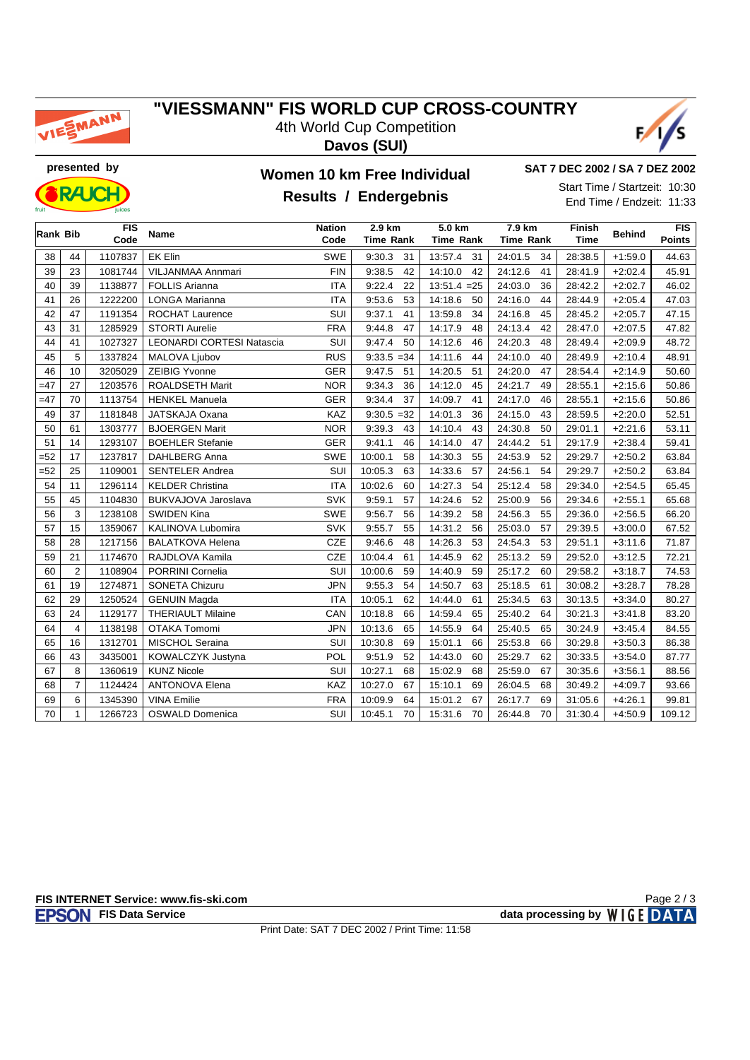# "VIESSMANN" FIS WORLD CUP CROSS-COUNTRY

4th World Cup Competition

**Davos (SUI)**

presented by

## Women 10 km Free Individual

## Results / Endergebnis

**SAT 7 DEC 2002 / SA 7 DEZ 2002**

Start Time / Startzeit: 10:30

End Time / Endzeit: 11:33

| Rank | Bib | FIS Code | Name | Nation Code | 2.9 km Time | Rank | 5.0 km Time | Rank | 7.9 km Time | Rank | Finish Time | Behind | FIS Points |
|---|---|---|---|---|---|---|---|---|---|---|---|---|---|
| 38 | 44 | 1107837 | EK Elin | SWE | 9:30.3 | 31 | 13:57.4 | 31 | 24:01.5 | 34 | 28:38.5 | +1:59.0 | 44.63 |
| 39 | 23 | 1081744 | VILJANMAA Annmari | FIN | 9:38.5 | 42 | 14:10.0 | 42 | 24:12.6 | 41 | 28:41.9 | +2:02.4 | 45.91 |
| 40 | 39 | 1138877 | FOLLIS Arianna | ITA | 9:22.4 | 22 | 13:51.4 | =25 | 24:03.0 | 36 | 28:42.2 | +2:02.7 | 46.02 |
| 41 | 26 | 1222200 | LONGA Marianna | ITA | 9:53.6 | 53 | 14:18.6 | 50 | 24:16.0 | 44 | 28:44.9 | +2:05.4 | 47.03 |
| 42 | 47 | 1191354 | ROCHAT Laurence | SUI | 9:37.1 | 41 | 13:59.8 | 34 | 24:16.8 | 45 | 28:45.2 | +2:05.7 | 47.15 |
| 43 | 31 | 1285929 | STORTI Aurelie | FRA | 9:44.8 | 47 | 14:17.9 | 48 | 24:13.4 | 42 | 28:47.0 | +2:07.5 | 47.82 |
| 44 | 41 | 1027327 | LEONARDI CORTESI Natascia | SUI | 9:47.4 | 50 | 14:12.6 | 46 | 24:20.3 | 48 | 28:49.4 | +2:09.9 | 48.72 |
| 45 | 5 | 1337824 | MALOVA Ljubov | RUS | 9:33.5 | =34 | 14:11.6 | 44 | 24:10.0 | 40 | 28:49.9 | +2:10.4 | 48.91 |
| 46 | 10 | 3205029 | ZEIBIG Yvonne | GER | 9:47.5 | 51 | 14:20.5 | 51 | 24:20.0 | 47 | 28:54.4 | +2:14.9 | 50.60 |
| =47 | 27 | 1203576 | ROALDSETH Marit | NOR | 9:34.3 | 36 | 14:12.0 | 45 | 24:21.7 | 49 | 28:55.1 | +2:15.6 | 50.86 |
| =47 | 70 | 1113754 | HENKEL Manuela | GER | 9:34.4 | 37 | 14:09.7 | 41 | 24:17.0 | 46 | 28:55.1 | +2:15.6 | 50.86 |
| 49 | 37 | 1181848 | JATSKAJA Oxana | KAZ | 9:30.5 | =32 | 14:01.3 | 36 | 24:15.0 | 43 | 28:59.5 | +2:20.0 | 52.51 |
| 50 | 61 | 1303777 | BJOERGEN Marit | NOR | 9:39.3 | 43 | 14:10.4 | 43 | 24:30.8 | 50 | 29:01.1 | +2:21.6 | 53.11 |
| 51 | 14 | 1293107 | BOEHLER Stefanie | GER | 9:41.1 | 46 | 14:14.0 | 47 | 24:44.2 | 51 | 29:17.9 | +2:38.4 | 59.41 |
| =52 | 17 | 1237817 | DAHLBERG Anna | SWE | 10:00.1 | 58 | 14:30.3 | 55 | 24:53.9 | 52 | 29:29.7 | +2:50.2 | 63.84 |
| =52 | 25 | 1109001 | SENTELER Andrea | SUI | 10:05.3 | 63 | 14:33.6 | 57 | 24:56.1 | 54 | 29:29.7 | +2:50.2 | 63.84 |
| 54 | 11 | 1296114 | KELDER Christina | ITA | 10:02.6 | 60 | 14:27.3 | 54 | 25:12.4 | 58 | 29:34.0 | +2:54.5 | 65.45 |
| 55 | 45 | 1104830 | BUKVAJOVA Jaroslava | SVK | 9:59.1 | 57 | 14:24.6 | 52 | 25:00.9 | 56 | 29:34.6 | +2:55.1 | 65.68 |
| 56 | 3 | 1238108 | SWIDEN Kina | SWE | 9:56.7 | 56 | 14:39.2 | 58 | 24:56.3 | 55 | 29:36.0 | +2:56.5 | 66.20 |
| 57 | 15 | 1359067 | KALINOVA Lubomira | SVK | 9:55.7 | 55 | 14:31.2 | 56 | 25:03.0 | 57 | 29:39.5 | +3:00.0 | 67.52 |
| 58 | 28 | 1217156 | BALATKOVA Helena | CZE | 9:46.6 | 48 | 14:26.3 | 53 | 24:54.3 | 53 | 29:51.1 | +3:11.6 | 71.87 |
| 59 | 21 | 1174670 | RAJDLOVA Kamila | CZE | 10:04.4 | 61 | 14:45.9 | 62 | 25:13.2 | 59 | 29:52.0 | +3:12.5 | 72.21 |
| 60 | 2 | 1108904 | PORRINI Cornelia | SUI | 10:00.6 | 59 | 14:40.9 | 59 | 25:17.2 | 60 | 29:58.2 | +3:18.7 | 74.53 |
| 61 | 19 | 1274871 | SONETA Chizuru | JPN | 9:55.3 | 54 | 14:50.7 | 63 | 25:18.5 | 61 | 30:08.2 | +3:28.7 | 78.28 |
| 62 | 29 | 1250524 | GENUIN Magda | ITA | 10:05.1 | 62 | 14:44.0 | 61 | 25:34.5 | 63 | 30:13.5 | +3:34.0 | 80.27 |
| 63 | 24 | 1129177 | THERIAULT Milaine | CAN | 10:18.8 | 66 | 14:59.4 | 65 | 25:40.2 | 64 | 30:21.3 | +3:41.8 | 83.20 |
| 64 | 4 | 1138198 | OTAKA Tomomi | JPN | 10:13.6 | 65 | 14:55.9 | 64 | 25:40.5 | 65 | 30:24.9 | +3:45.4 | 84.55 |
| 65 | 16 | 1312701 | MISCHOL Seraina | SUI | 10:30.8 | 69 | 15:01.1 | 66 | 25:53.8 | 66 | 30:29.8 | +3:50.3 | 86.38 |
| 66 | 43 | 3435001 | KOWALCZYK Justyna | POL | 9:51.9 | 52 | 14:43.0 | 60 | 25:29.7 | 62 | 30:33.5 | +3:54.0 | 87.77 |
| 67 | 8 | 1360619 | KUNZ Nicole | SUI | 10:27.1 | 68 | 15:02.9 | 68 | 25:59.0 | 67 | 30:35.6 | +3:56.1 | 88.56 |
| 68 | 7 | 1124424 | ANTONOVA Elena | KAZ | 10:27.0 | 67 | 15:10.1 | 69 | 26:04.5 | 68 | 30:49.2 | +4:09.7 | 93.66 |
| 69 | 6 | 1345390 | VINA Emilie | FRA | 10:09.9 | 64 | 15:01.2 | 67 | 26:17.7 | 69 | 31:05.6 | +4:26.1 | 99.81 |
| 70 | 1 | 1266723 | OSWALD Domenica | SUI | 10:45.1 | 70 | 15:31.6 | 70 | 26:44.8 | 70 | 31:30.4 | +4:50.9 | 109.12 |

**FIS INTERNET Service: www.fis-ski.com**

**FIS Data Service** — data processing by WIGE DATA

Print Date: SAT 7 DEC 2002 / Print Time: 11:58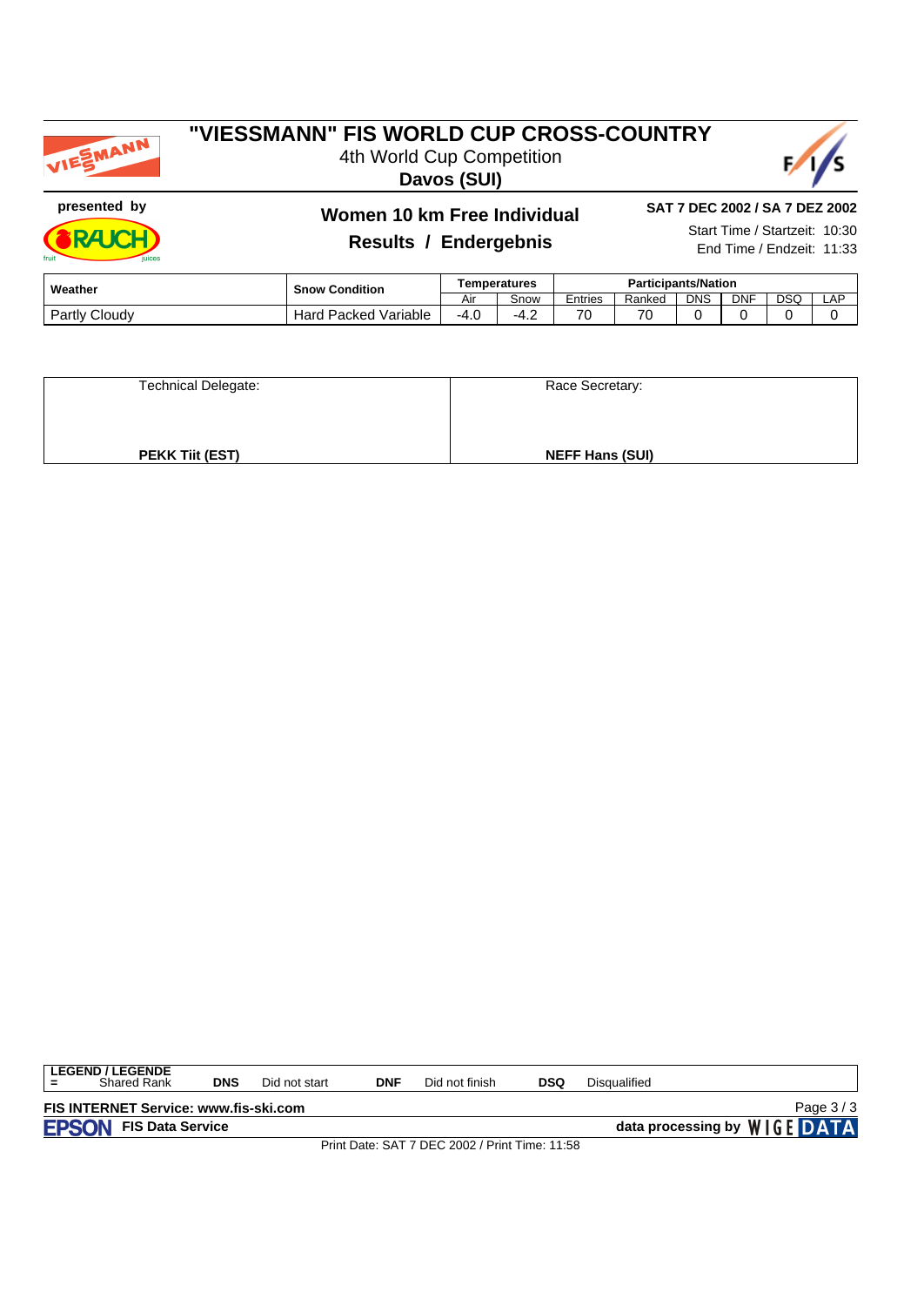# "VIESSMANN" FIS WORLD CUP CROSS-COUNTRY

4th World Cup Competition

**Davos (SUI)**

presented by

## Women 10 km Free Individual

## Results / Endergebnis

**SAT 7 DEC 2002 / SA 7 DEZ 2002**

Start Time / Startzeit: 10:30

End Time / Endzeit: 11:33

| Weather | Snow Condition | Temperatures | | Participants/Nation | | | | | |
|---|---|---|---|---|---|---|---|---|---|
| | | Air | Snow | Entries | Ranked | DNS | DNF | DSQ | LAP |
| Partly Cloudy | Hard Packed Variable | -4.0 | -4.2 | 70 | 70 | 0 | 0 | 0 | 0 |

| Technical Delegate: | Race Secretary: |
|---|---|
| **PEKK Tiit (EST)** | **NEFF Hans (SUI)** |

**LEGEND / LEGENDE**

| | | | | | | | |
|---|---|---|---|---|---|---|---|
| = | Shared Rank | **DNS** | Did not start | **DNF** | Did not finish | **DSQ** | Disqualified |

**FIS INTERNET Service: www.fis-ski.com**

**EPSON FIS Data Service** — **data processing by WIGE DATA**

Print Date: SAT 7 DEC 2002 / Print Time: 11:58